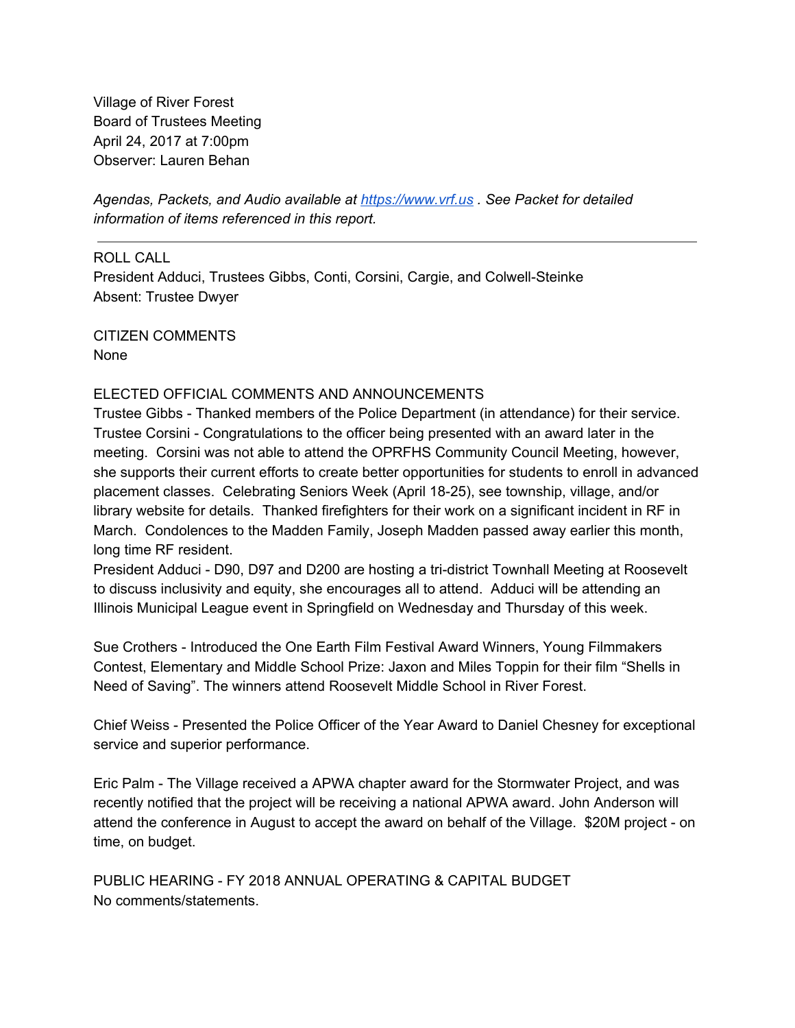Village of River Forest
Board of Trustees Meeting
April 24, 2017 at 7:00pm
Observer: Lauren Behan

*Agendas, Packets, and Audio available at [https://www.vrf.us](https://www.vrf.us) . See Packet for detailed information of items referenced in this report.*

---

ROLL CALL
President Adduci, Trustees Gibbs, Conti, Corsini, Cargie, and Colwell-Steinke
Absent: Trustee Dwyer

CITIZEN COMMENTS
None

ELECTED OFFICIAL COMMENTS AND ANNOUNCEMENTS
Trustee Gibbs - Thanked members of the Police Department (in attendance) for their service.
Trustee Corsini - Congratulations to the officer being presented with an award later in the meeting. Corsini was not able to attend the OPRFHS Community Council Meeting, however, she supports their current efforts to create better opportunities for students to enroll in advanced placement classes. Celebrating Seniors Week (April 18-25), see township, village, and/or library website for details. Thanked firefighters for their work on a significant incident in RF in March. Condolences to the Madden Family, Joseph Madden passed away earlier this month, long time RF resident.
President Adduci - D90, D97 and D200 are hosting a tri-district Townhall Meeting at Roosevelt to discuss inclusivity and equity, she encourages all to attend. Adduci will be attending an Illinois Municipal League event in Springfield on Wednesday and Thursday of this week.

Sue Crothers - Introduced the One Earth Film Festival Award Winners, Young Filmmakers Contest, Elementary and Middle School Prize: Jaxon and Miles Toppin for their film "Shells in Need of Saving". The winners attend Roosevelt Middle School in River Forest.

Chief Weiss - Presented the Police Officer of the Year Award to Daniel Chesney for exceptional service and superior performance.

Eric Palm - The Village received a APWA chapter award for the Stormwater Project, and was recently notified that the project will be receiving a national APWA award. John Anderson will attend the conference in August to accept the award on behalf of the Village. $20M project - on time, on budget.

PUBLIC HEARING - FY 2018 ANNUAL OPERATING & CAPITAL BUDGET
No comments/statements.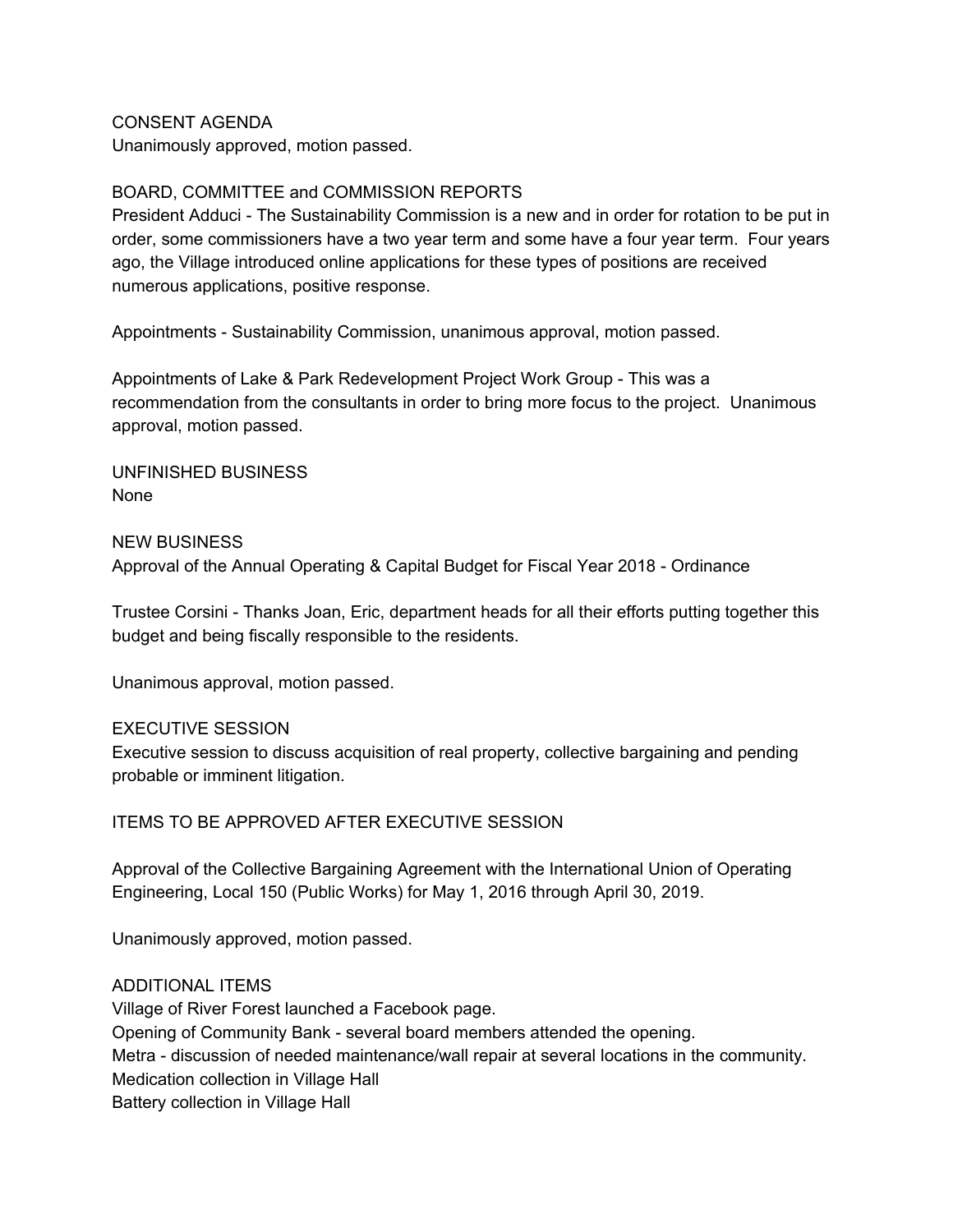CONSENT AGENDA
Unanimously approved, motion passed.

BOARD, COMMITTEE and COMMISSION REPORTS
President Adduci - The Sustainability Commission is a new and in order for rotation to be put in order, some commissioners have a two year term and some have a four year term. Four years ago, the Village introduced online applications for these types of positions are received numerous applications, positive response.

Appointments - Sustainability Commission, unanimous approval, motion passed.

Appointments of Lake & Park Redevelopment Project Work Group - This was a recommendation from the consultants in order to bring more focus to the project. Unanimous approval, motion passed.

UNFINISHED BUSINESS
None

NEW BUSINESS
Approval of the Annual Operating & Capital Budget for Fiscal Year 2018 - Ordinance

Trustee Corsini - Thanks Joan, Eric, department heads for all their efforts putting together this budget and being fiscally responsible to the residents.

Unanimous approval, motion passed.

EXECUTIVE SESSION
Executive session to discuss acquisition of real property, collective bargaining and pending probable or imminent litigation.

ITEMS TO BE APPROVED AFTER EXECUTIVE SESSION

Approval of the Collective Bargaining Agreement with the International Union of Operating Engineering, Local 150 (Public Works) for May 1, 2016 through April 30, 2019.

Unanimously approved, motion passed.

ADDITIONAL ITEMS
Village of River Forest launched a Facebook page.
Opening of Community Bank - several board members attended the opening.
Metra - discussion of needed maintenance/wall repair at several locations in the community.
Medication collection in Village Hall
Battery collection in Village Hall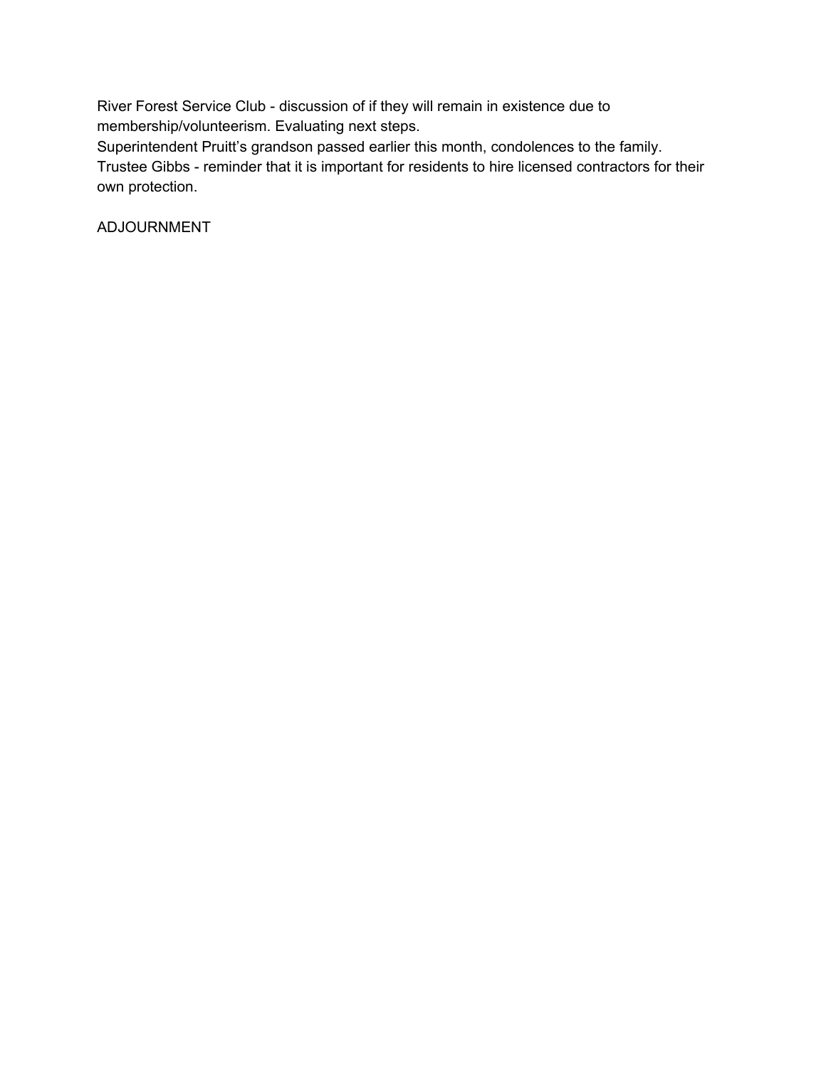River Forest Service Club - discussion of if they will remain in existence due to membership/volunteerism. Evaluating next steps.
Superintendent Pruitt's grandson passed earlier this month, condolences to the family.
Trustee Gibbs - reminder that it is important for residents to hire licensed contractors for their own protection.

ADJOURNMENT